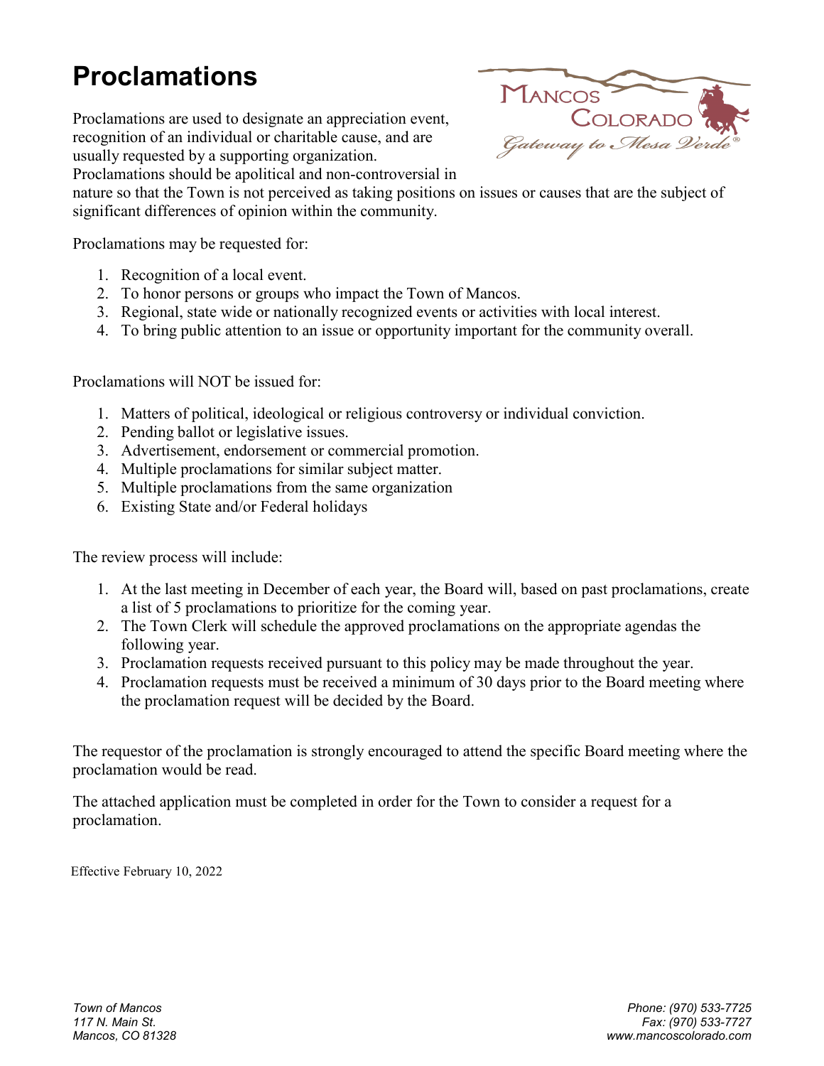# Proclamations

Proclamations are used to designate an appreciation event, recognition of an individual or charitable cause, and are usually requested by a supporting organization. Proclamations should be apolitical and non-controversial in nature so that the Town is not perceived as taking positions on issues or causes that are the subject of significant differences of opinion within the community.

Proclamations may be requested for:

1. Recognition of a local event.
2. To honor persons or groups who impact the Town of Mancos.
3. Regional, state wide or nationally recognized events or activities with local interest.
4. To bring public attention to an issue or opportunity important for the community overall.

Proclamations will NOT be issued for:

1. Matters of political, ideological or religious controversy or individual conviction.
2. Pending ballot or legislative issues.
3. Advertisement, endorsement or commercial promotion.
4. Multiple proclamations for similar subject matter.
5. Multiple proclamations from the same organization
6. Existing State and/or Federal holidays

The review process will include:

1. At the last meeting in December of each year, the Board will, based on past proclamations, create a list of 5 proclamations to prioritize for the coming year.
2. The Town Clerk will schedule the approved proclamations on the appropriate agendas the following year.
3. Proclamation requests received pursuant to this policy may be made throughout the year.
4. Proclamation requests must be received a minimum of 30 days prior to the Board meeting where the proclamation request will be decided by the Board.

The requestor of the proclamation is strongly encouraged to attend the specific Board meeting where the proclamation would be read.

The attached application must be completed in order for the Town to consider a request for a proclamation.

Effective February 10, 2022

*Town of Mancos*
*117 N. Main St.*
*Mancos, CO 81328*

*Phone: (970) 533-7725*
*Fax: (970) 533-7727*
*www.mancoscolorado.com*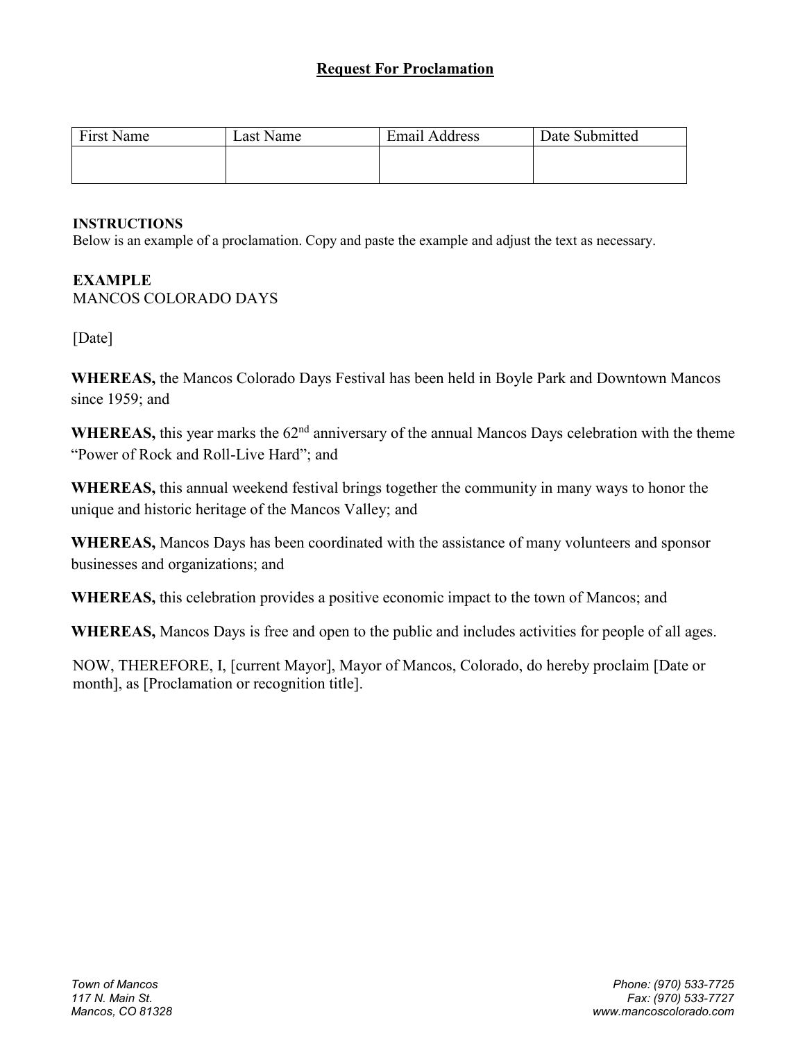# Request For Proclamation

| First Name | Last Name | Email Address | Date Submitted |
|---|---|---|---|
| | | | |

**INSTRUCTIONS**
Below is an example of a proclamation. Copy and paste the example and adjust the text as necessary.

**EXAMPLE**
MANCOS COLORADO DAYS

[Date]

**WHEREAS,** the Mancos Colorado Days Festival has been held in Boyle Park and Downtown Mancos since 1959; and

**WHEREAS,** this year marks the 62nd anniversary of the annual Mancos Days celebration with the theme "Power of Rock and Roll-Live Hard"; and

**WHEREAS,** this annual weekend festival brings together the community in many ways to honor the unique and historic heritage of the Mancos Valley; and

**WHEREAS,** Mancos Days has been coordinated with the assistance of many volunteers and sponsor businesses and organizations; and

**WHEREAS,** this celebration provides a positive economic impact to the town of Mancos; and

**WHEREAS,** Mancos Days is free and open to the public and includes activities for people of all ages.

NOW, THEREFORE, I, [current Mayor], Mayor of Mancos, Colorado, do hereby proclaim [Date or month], as [Proclamation or recognition title].

*Town of Mancos*
*117 N. Main St.*
*Mancos, CO 81328*

*Phone: (970) 533-7725*
*Fax: (970) 533-7727*
*www.mancoscolorado.com*